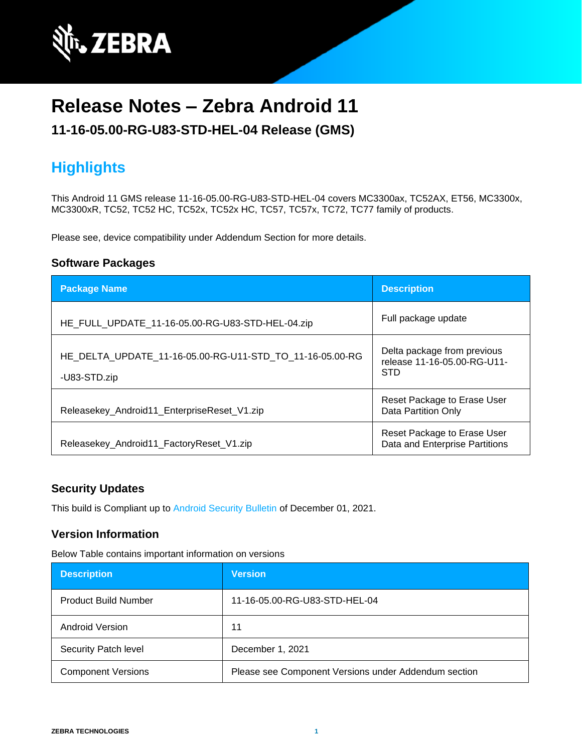# Release Notes – Zebra Android 11

## 11-16-05.00-RG-U83-STD-HEL-04 Release (GMS)

## Highlights

This Android 11 GMS release 11-16-05.00-RG-U83-STD-HEL-04 covers MC3300ax, TC52AX, ET56, MC3300x, MC3300xR, TC52, TC52 HC, TC52x, TC52x HC, TC57, TC57x, TC72, TC77 family of products.

Please see, device compatibility under Addendum Section for more details.

### Software Packages

| Package Name | Description |
|---|---|
| HE_FULL_UPDATE_11-16-05.00-RG-U83-STD-HEL-04.zip | Full package update |
| HE_DELTA_UPDATE_11-16-05.00-RG-U11-STD_TO_11-16-05.00-RG-U83-STD.zip | Delta package from previous release 11-16-05.00-RG-U11-STD |
| Releasekey_Android11_EnterpriseReset_V1.zip | Reset Package to Erase User Data Partition Only |
| Releasekey_Android11_FactoryReset_V1.zip | Reset Package to Erase User Data and Enterprise Partitions |

### Security Updates

This build is Compliant up to Android Security Bulletin of December 01, 2021.

### Version Information

Below Table contains important information on versions

| Description | Version |
|---|---|
| Product Build Number | 11-16-05.00-RG-U83-STD-HEL-04 |
| Android Version | 11 |
| Security Patch level | December 1, 2021 |
| Component Versions | Please see Component Versions under Addendum section |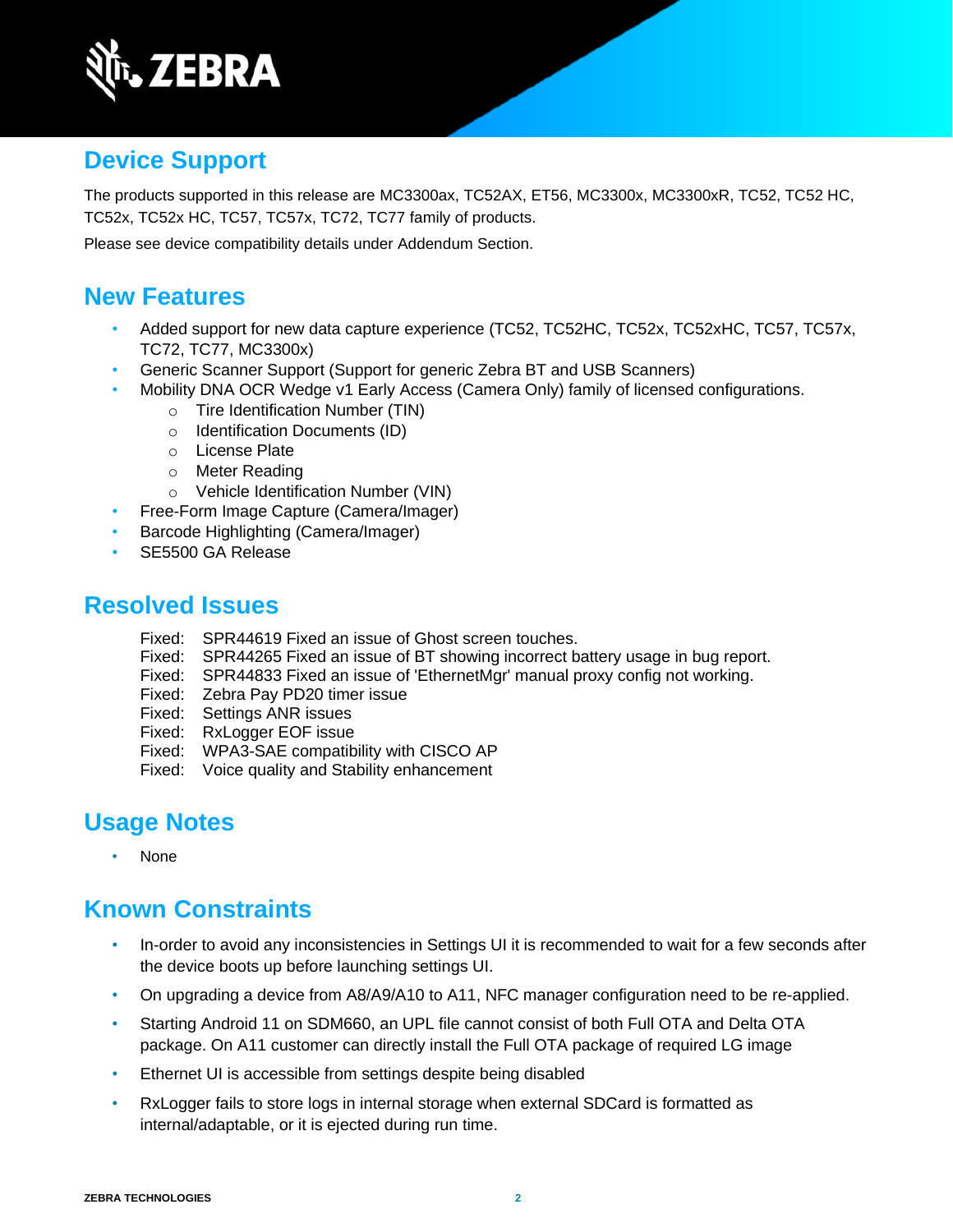## Device Support

The products supported in this release are MC3300ax, TC52AX, ET56, MC3300x, MC3300xR, TC52, TC52 HC, TC52x, TC52x HC, TC57, TC57x, TC72, TC77 family of products.

Please see device compatibility details under Addendum Section.

## New Features

- Added support for new data capture experience (TC52, TC52HC, TC52x, TC52xHC, TC57, TC57x, TC72, TC77, MC3300x)
- Generic Scanner Support (Support for generic Zebra BT and USB Scanners)
- Mobility DNA OCR Wedge v1 Early Access (Camera Only) family of licensed configurations.
  - Tire Identification Number (TIN)
  - Identification Documents (ID)
  - License Plate
  - Meter Reading
  - Vehicle Identification Number (VIN)
- Free-Form Image Capture (Camera/Imager)
- Barcode Highlighting (Camera/Imager)
- SE5500 GA Release

## Resolved Issues

Fixed: SPR44619 Fixed an issue of Ghost screen touches.
Fixed: SPR44265 Fixed an issue of BT showing incorrect battery usage in bug report.
Fixed: SPR44833 Fixed an issue of 'EthernetMgr' manual proxy config not working.
Fixed: Zebra Pay PD20 timer issue
Fixed: Settings ANR issues
Fixed: RxLogger EOF issue
Fixed: WPA3-SAE compatibility with CISCO AP
Fixed: Voice quality and Stability enhancement

## Usage Notes

- None

## Known Constraints

- In-order to avoid any inconsistencies in Settings UI it is recommended to wait for a few seconds after the device boots up before launching settings UI.
- On upgrading a device from A8/A9/A10 to A11, NFC manager configuration need to be re-applied.
- Starting Android 11 on SDM660, an UPL file cannot consist of both Full OTA and Delta OTA package. On A11 customer can directly install the Full OTA package of required LG image
- Ethernet UI is accessible from settings despite being disabled
- RxLogger fails to store logs in internal storage when external SDCard is formatted as internal/adaptable, or it is ejected during run time.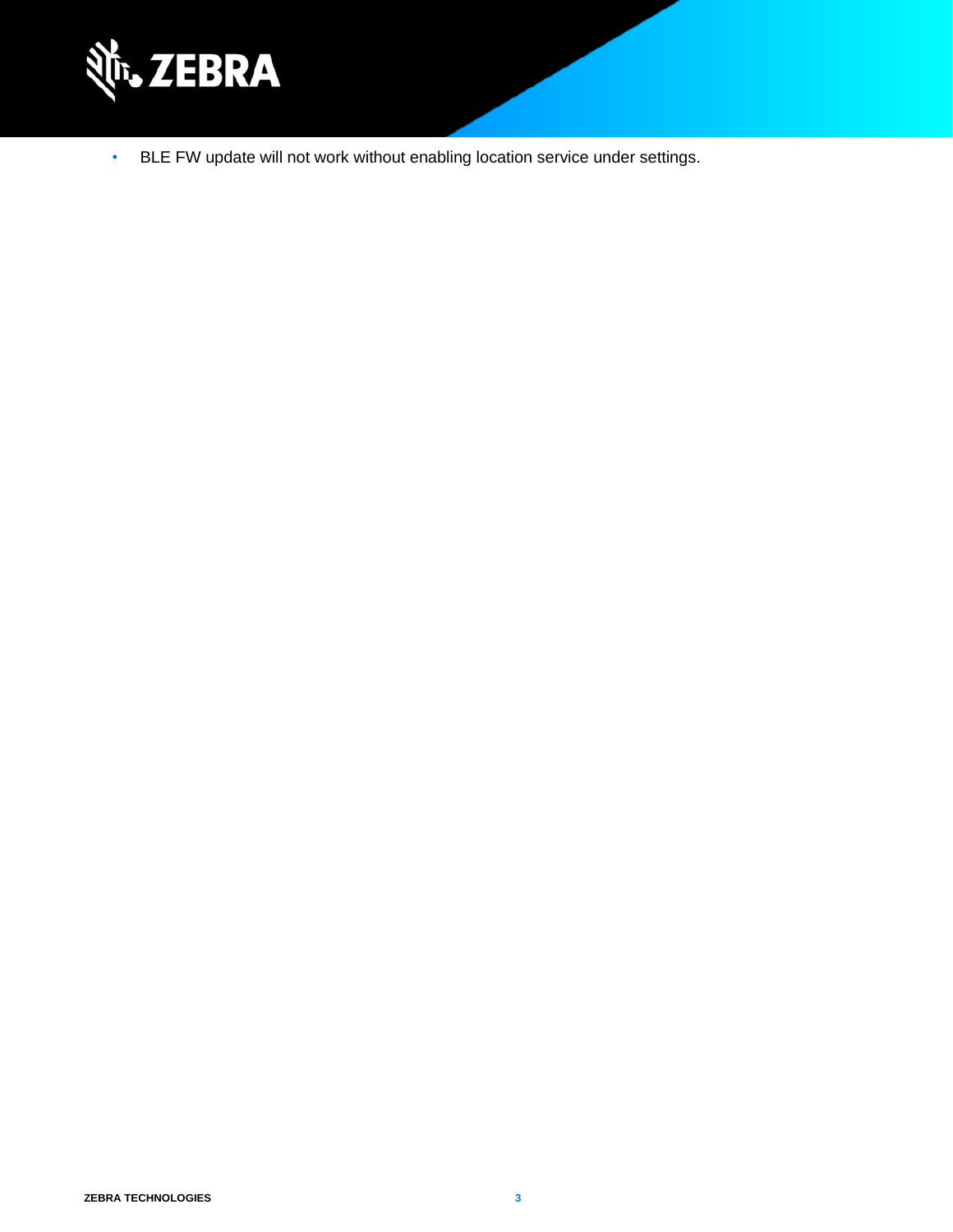- BLE FW update will not work without enabling location service under settings.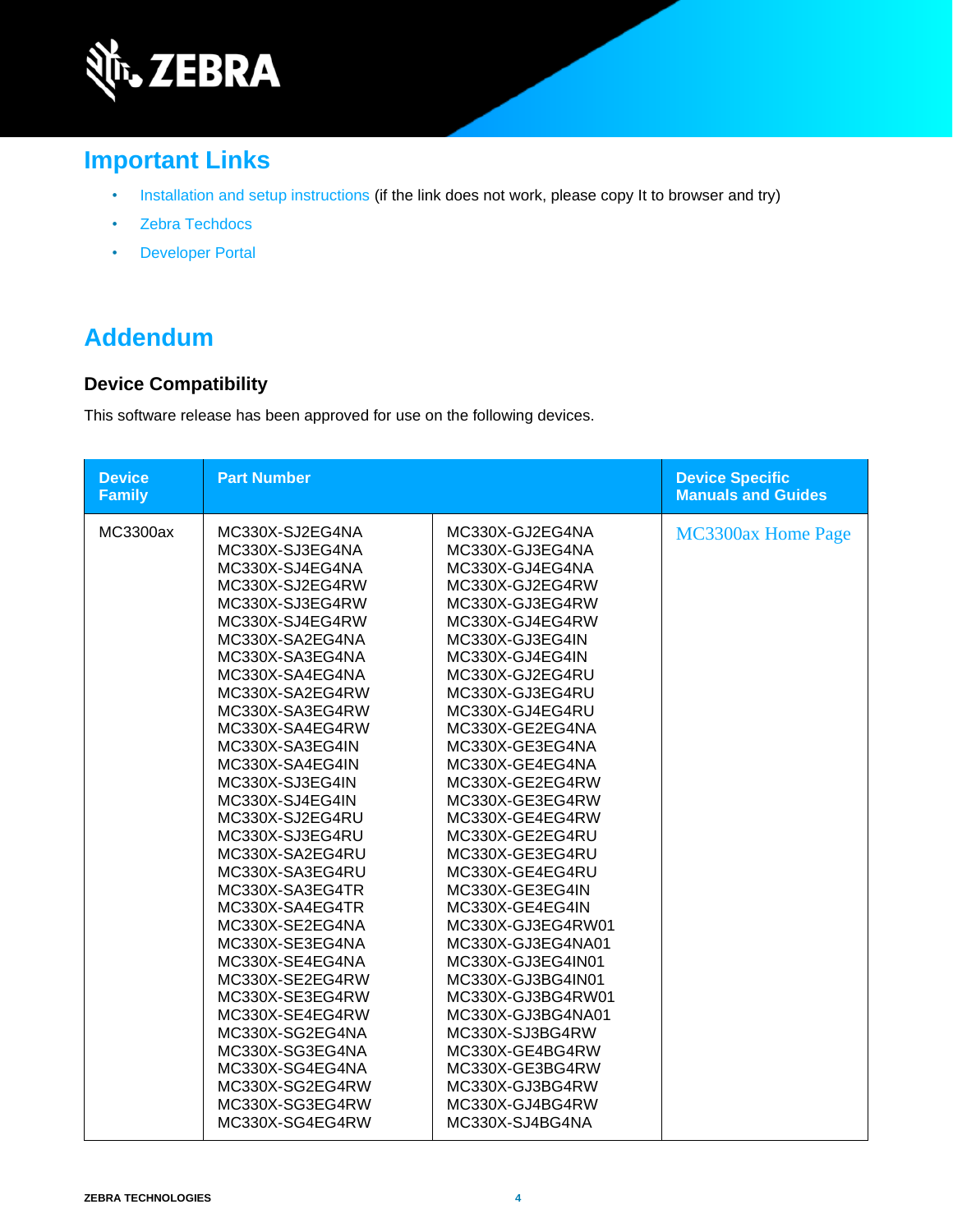## Important Links

- Installation and setup instructions (if the link does not work, please copy It to browser and try)
- Zebra Techdocs
- Developer Portal

## Addendum

### Device Compatibility

This software release has been approved for use on the following devices.

| Device Family | Part Number | | Device Specific Manuals and Guides |
|---|---|---|---|
| MC3300ax | MC330X-SJ2EG4NA<br>MC330X-SJ3EG4NA<br>MC330X-SJ4EG4NA<br>MC330X-SJ2EG4RW<br>MC330X-SJ3EG4RW<br>MC330X-SJ4EG4RW<br>MC330X-SA2EG4NA<br>MC330X-SA3EG4NA<br>MC330X-SA4EG4NA<br>MC330X-SA2EG4RW<br>MC330X-SA3EG4RW<br>MC330X-SA4EG4RW<br>MC330X-SA3EG4IN<br>MC330X-SA4EG4IN<br>MC330X-SJ3EG4IN<br>MC330X-SJ4EG4IN<br>MC330X-SJ2EG4RU<br>MC330X-SJ3EG4RU<br>MC330X-SA2EG4RU<br>MC330X-SA3EG4RU<br>MC330X-SA3EG4TR<br>MC330X-SA4EG4TR<br>MC330X-SE2EG4NA<br>MC330X-SE3EG4NA<br>MC330X-SE4EG4NA<br>MC330X-SE2EG4RW<br>MC330X-SE3EG4RW<br>MC330X-SE4EG4RW<br>MC330X-SG2EG4NA<br>MC330X-SG3EG4NA<br>MC330X-SG4EG4NA<br>MC330X-SG2EG4RW<br>MC330X-SG3EG4RW<br>MC330X-SG4EG4RW | MC330X-GJ2EG4NA<br>MC330X-GJ3EG4NA<br>MC330X-GJ4EG4NA<br>MC330X-GJ2EG4RW<br>MC330X-GJ3EG4RW<br>MC330X-GJ4EG4RW<br>MC330X-GJ3EG4IN<br>MC330X-GJ4EG4IN<br>MC330X-GJ2EG4RU<br>MC330X-GJ3EG4RU<br>MC330X-GJ4EG4RU<br>MC330X-GE2EG4NA<br>MC330X-GE3EG4NA<br>MC330X-GE4EG4NA<br>MC330X-GE2EG4RW<br>MC330X-GE3EG4RW<br>MC330X-GE4EG4RW<br>MC330X-GE2EG4RU<br>MC330X-GE3EG4RU<br>MC330X-GE4EG4RU<br>MC330X-GE3EG4IN<br>MC330X-GE4EG4IN<br>MC330X-GJ3EG4RW01<br>MC330X-GJ3EG4NA01<br>MC330X-GJ3EG4IN01<br>MC330X-GJ3BG4IN01<br>MC330X-GJ3BG4RW01<br>MC330X-GJ3BG4NA01<br>MC330X-SJ3BG4RW<br>MC330X-GE4BG4RW<br>MC330X-GE3BG4RW<br>MC330X-GJ3BG4RW<br>MC330X-GJ4BG4RW<br>MC330X-SJ4BG4NA | MC3300ax Home Page |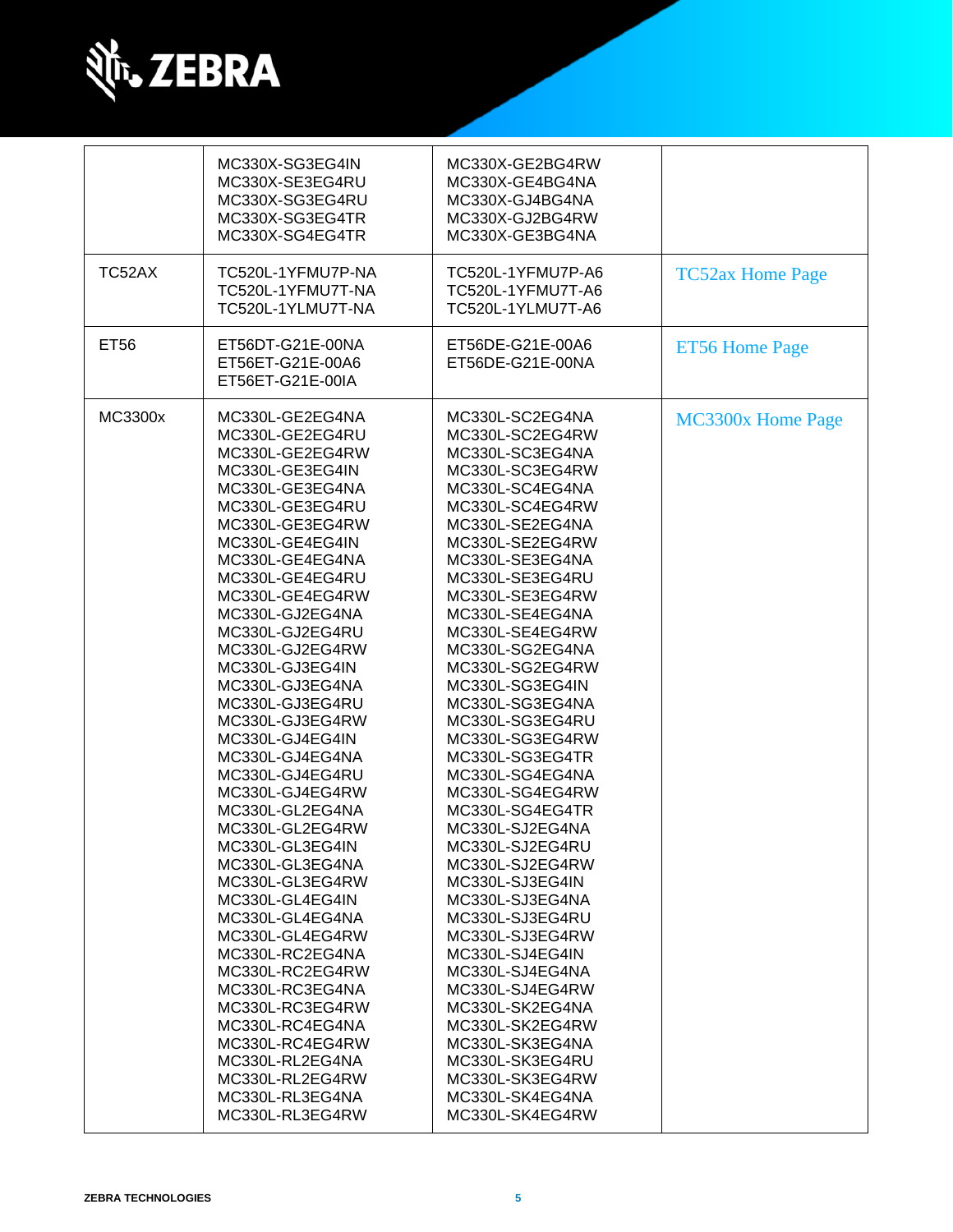| | | | |
|---|---|---|---|
| | MC330X-SG3EG4IN<br>MC330X-SE3EG4RU<br>MC330X-SG3EG4RU<br>MC330X-SG3EG4TR<br>MC330X-SG4EG4TR | MC330X-GE2BG4RW<br>MC330X-GE4BG4NA<br>MC330X-GJ4BG4NA<br>MC330X-GJ2BG4RW<br>MC330X-GE3BG4NA | |
| TC52AX | TC520L-1YFMU7P-NA<br>TC520L-1YFMU7T-NA<br>TC520L-1YLMU7T-NA | TC520L-1YFMU7P-A6<br>TC520L-1YFMU7T-A6<br>TC520L-1YLMU7T-A6 | TC52ax Home Page |
| ET56 | ET56DT-G21E-00NA<br>ET56ET-G21E-00A6<br>ET56ET-G21E-00IA | ET56DE-G21E-00A6<br>ET56DE-G21E-00NA | ET56 Home Page |
| MC3300x | MC330L-GE2EG4NA<br>MC330L-GE2EG4RU<br>MC330L-GE2EG4RW<br>MC330L-GE3EG4IN<br>MC330L-GE3EG4NA<br>MC330L-GE3EG4RU<br>MC330L-GE3EG4RW<br>MC330L-GE4EG4IN<br>MC330L-GE4EG4NA<br>MC330L-GE4EG4RU<br>MC330L-GE4EG4RW<br>MC330L-GJ2EG4NA<br>MC330L-GJ2EG4RU<br>MC330L-GJ2EG4RW<br>MC330L-GJ3EG4IN<br>MC330L-GJ3EG4NA<br>MC330L-GJ3EG4RU<br>MC330L-GJ3EG4RW<br>MC330L-GJ4EG4IN<br>MC330L-GJ4EG4NA<br>MC330L-GJ4EG4RU<br>MC330L-GJ4EG4RW<br>MC330L-GL2EG4NA<br>MC330L-GL2EG4RW<br>MC330L-GL3EG4IN<br>MC330L-GL3EG4NA<br>MC330L-GL3EG4RW<br>MC330L-GL4EG4IN<br>MC330L-GL4EG4NA<br>MC330L-GL4EG4RW<br>MC330L-RC2EG4NA<br>MC330L-RC2EG4RW<br>MC330L-RC3EG4NA<br>MC330L-RC3EG4RW<br>MC330L-RC4EG4NA<br>MC330L-RC4EG4RW<br>MC330L-RL2EG4NA<br>MC330L-RL2EG4RW<br>MC330L-RL3EG4NA<br>MC330L-RL3EG4RW | MC330L-SC2EG4NA<br>MC330L-SC2EG4RW<br>MC330L-SC3EG4NA<br>MC330L-SC3EG4RW<br>MC330L-SC4EG4NA<br>MC330L-SC4EG4RW<br>MC330L-SE2EG4NA<br>MC330L-SE2EG4RW<br>MC330L-SE3EG4NA<br>MC330L-SE3EG4RU<br>MC330L-SE3EG4RW<br>MC330L-SE4EG4NA<br>MC330L-SE4EG4RW<br>MC330L-SG2EG4NA<br>MC330L-SG2EG4RW<br>MC330L-SG3EG4IN<br>MC330L-SG3EG4NA<br>MC330L-SG3EG4RU<br>MC330L-SG3EG4RW<br>MC330L-SG3EG4TR<br>MC330L-SG4EG4NA<br>MC330L-SG4EG4RW<br>MC330L-SG4EG4TR<br>MC330L-SJ2EG4NA<br>MC330L-SJ2EG4RU<br>MC330L-SJ2EG4RW<br>MC330L-SJ3EG4IN<br>MC330L-SJ3EG4NA<br>MC330L-SJ3EG4RU<br>MC330L-SJ3EG4RW<br>MC330L-SJ4EG4IN<br>MC330L-SJ4EG4NA<br>MC330L-SJ4EG4RW<br>MC330L-SK2EG4NA<br>MC330L-SK2EG4RW<br>MC330L-SK3EG4NA<br>MC330L-SK3EG4RU<br>MC330L-SK3EG4RW<br>MC330L-SK4EG4NA<br>MC330L-SK4EG4RW | MC3300x Home Page |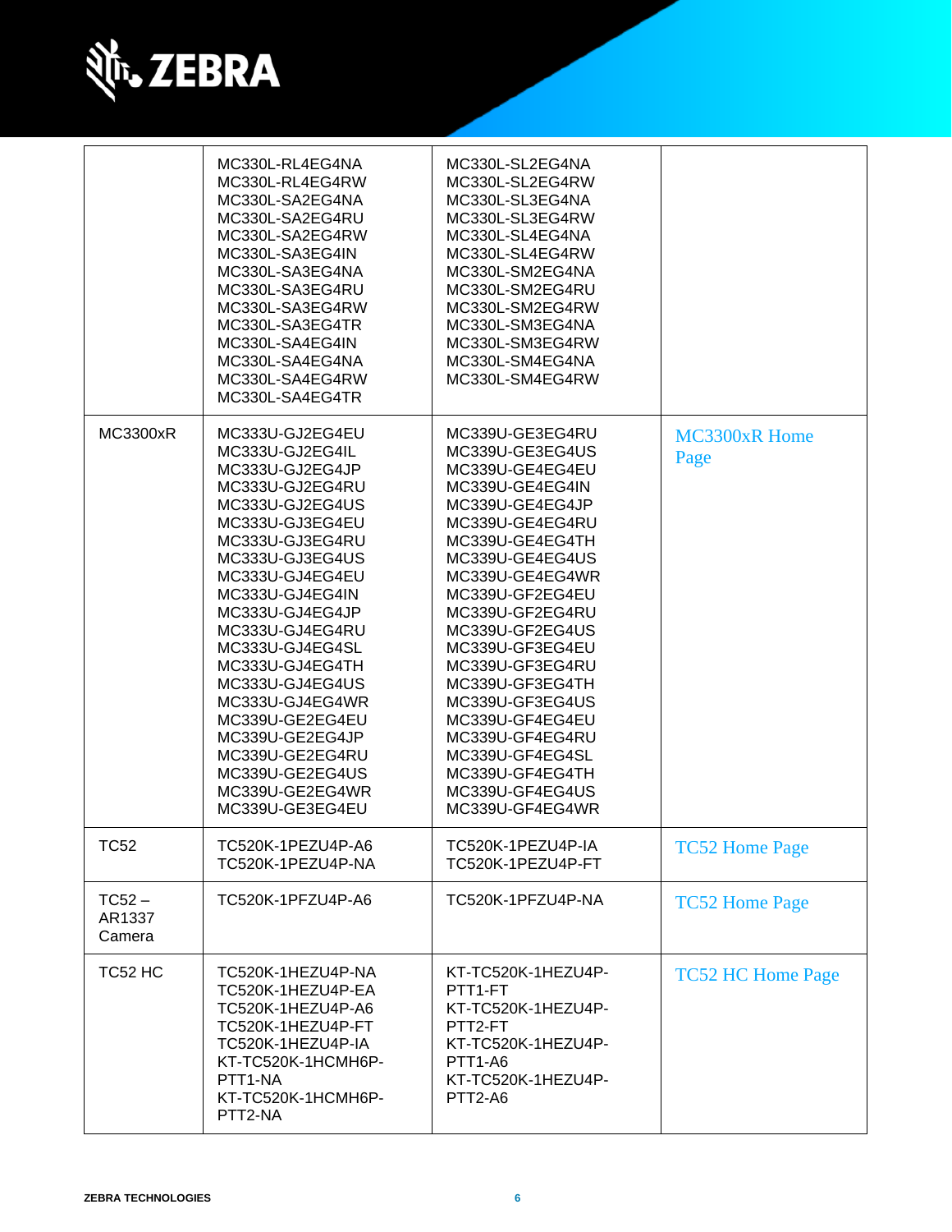| | | | |
|---|---|---|---|
| | MC330L-RL4EG4NA<br>MC330L-RL4EG4RW<br>MC330L-SA2EG4NA<br>MC330L-SA2EG4RU<br>MC330L-SA2EG4RW<br>MC330L-SA3EG4IN<br>MC330L-SA3EG4NA<br>MC330L-SA3EG4RU<br>MC330L-SA3EG4RW<br>MC330L-SA3EG4TR<br>MC330L-SA4EG4IN<br>MC330L-SA4EG4NA<br>MC330L-SA4EG4RW<br>MC330L-SA4EG4TR | MC330L-SL2EG4NA<br>MC330L-SL2EG4RW<br>MC330L-SL3EG4NA<br>MC330L-SL3EG4RW<br>MC330L-SL4EG4NA<br>MC330L-SL4EG4RW<br>MC330L-SM2EG4NA<br>MC330L-SM2EG4RU<br>MC330L-SM2EG4RW<br>MC330L-SM3EG4NA<br>MC330L-SM3EG4RW<br>MC330L-SM4EG4NA<br>MC330L-SM4EG4RW | |
| MC3300xR | MC333U-GJ2EG4EU<br>MC333U-GJ2EG4IL<br>MC333U-GJ2EG4JP<br>MC333U-GJ2EG4RU<br>MC333U-GJ2EG4US<br>MC333U-GJ3EG4EU<br>MC333U-GJ3EG4RU<br>MC333U-GJ3EG4US<br>MC333U-GJ4EG4EU<br>MC333U-GJ4EG4IN<br>MC333U-GJ4EG4JP<br>MC333U-GJ4EG4RU<br>MC333U-GJ4EG4SL<br>MC333U-GJ4EG4TH<br>MC333U-GJ4EG4US<br>MC333U-GJ4EG4WR<br>MC339U-GE2EG4EU<br>MC339U-GE2EG4JP<br>MC339U-GE2EG4RU<br>MC339U-GE2EG4US<br>MC339U-GE2EG4WR<br>MC339U-GE3EG4EU | MC339U-GE3EG4RU<br>MC339U-GE3EG4US<br>MC339U-GE4EG4EU<br>MC339U-GE4EG4IN<br>MC339U-GE4EG4JP<br>MC339U-GE4EG4RU<br>MC339U-GE4EG4TH<br>MC339U-GE4EG4US<br>MC339U-GE4EG4WR<br>MC339U-GF2EG4EU<br>MC339U-GF2EG4RU<br>MC339U-GF2EG4US<br>MC339U-GF3EG4EU<br>MC339U-GF3EG4RU<br>MC339U-GF3EG4TH<br>MC339U-GF3EG4US<br>MC339U-GF4EG4EU<br>MC339U-GF4EG4RU<br>MC339U-GF4EG4SL<br>MC339U-GF4EG4TH<br>MC339U-GF4EG4US<br>MC339U-GF4EG4WR | MC3300xR Home Page |
| TC52 | TC520K-1PEZU4P-A6<br>TC520K-1PEZU4P-NA | TC520K-1PEZU4P-IA<br>TC520K-1PEZU4P-FT | TC52 Home Page |
| TC52 – AR1337 Camera | TC520K-1PFZU4P-A6 | TC520K-1PFZU4P-NA | TC52 Home Page |
| TC52 HC | TC520K-1HEZU4P-NA<br>TC520K-1HEZU4P-EA<br>TC520K-1HEZU4P-A6<br>TC520K-1HEZU4P-FT<br>TC520K-1HEZU4P-IA<br>KT-TC520K-1HCMH6P-PTT1-NA<br>KT-TC520K-1HCMH6P-PTT2-NA | KT-TC520K-1HEZU4P-PTT1-FT<br>KT-TC520K-1HEZU4P-PTT2-FT<br>KT-TC520K-1HEZU4P-PTT1-A6<br>KT-TC520K-1HEZU4P-PTT2-A6 | TC52 HC Home Page |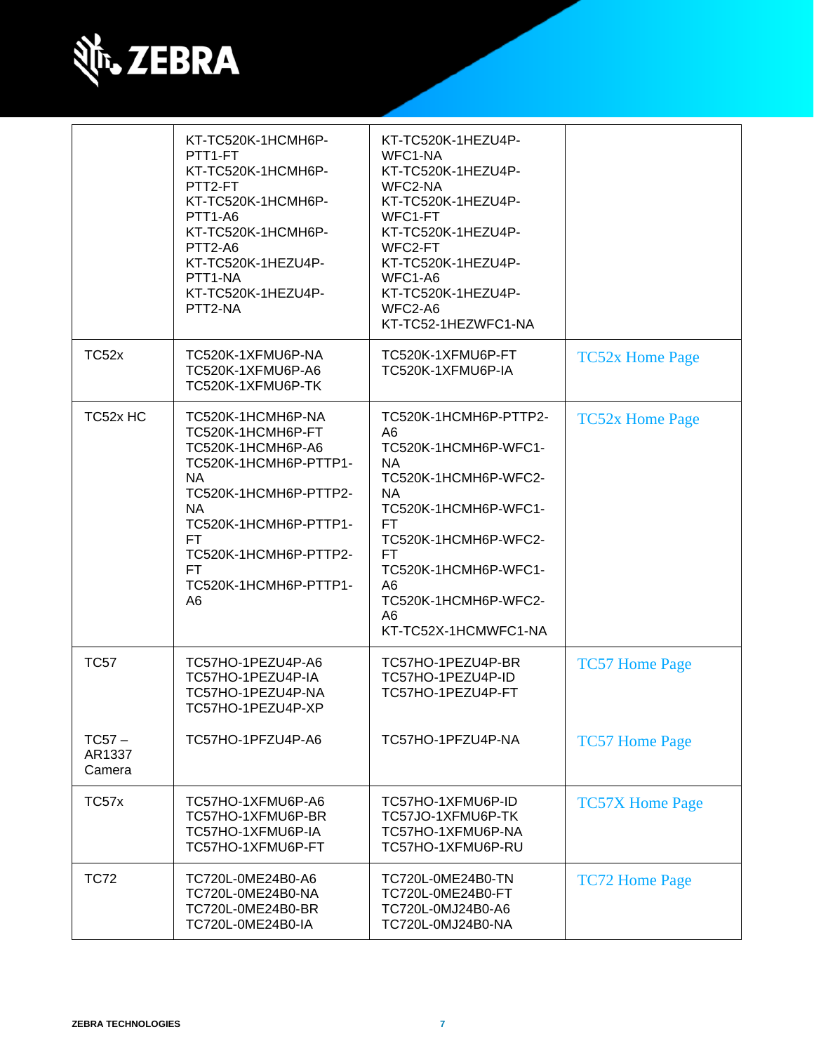| | | | |
|---|---|---|---|
| | KT-TC520K-1HCMH6P-PTT1-FT<br>KT-TC520K-1HCMH6P-PTT2-FT<br>KT-TC520K-1HCMH6P-PTT1-A6<br>KT-TC520K-1HCMH6P-PTT2-A6<br>KT-TC520K-1HEZU4P-PTT1-NA<br>KT-TC520K-1HEZU4P-PTT2-NA | KT-TC520K-1HEZU4P-WFC1-NA<br>KT-TC520K-1HEZU4P-WFC2-NA<br>KT-TC520K-1HEZU4P-WFC1-FT<br>KT-TC520K-1HEZU4P-WFC2-FT<br>KT-TC520K-1HEZU4P-WFC1-A6<br>KT-TC520K-1HEZU4P-WFC2-A6<br>KT-TC52-1HEZWFC1-NA | |
| TC52x | TC520K-1XFMU6P-NA<br>TC520K-1XFMU6P-A6<br>TC520K-1XFMU6P-TK | TC520K-1XFMU6P-FT<br>TC520K-1XFMU6P-IA | TC52x Home Page |
| TC52x HC | TC520K-1HCMH6P-NA<br>TC520K-1HCMH6P-FT<br>TC520K-1HCMH6P-A6<br>TC520K-1HCMH6P-PTTP1-NA<br>TC520K-1HCMH6P-PTTP2-NA<br>TC520K-1HCMH6P-PTTP1-FT<br>TC520K-1HCMH6P-PTTP2-FT<br>TC520K-1HCMH6P-PTTP1-A6 | TC520K-1HCMH6P-PTTP2-A6<br>TC520K-1HCMH6P-WFC1-NA<br>TC520K-1HCMH6P-WFC2-NA<br>TC520K-1HCMH6P-WFC1-FT<br>TC520K-1HCMH6P-WFC2-FT<br>TC520K-1HCMH6P-WFC1-A6<br>TC520K-1HCMH6P-WFC2-A6<br>KT-TC52X-1HCMWFC1-NA | TC52x Home Page |
| TC57<br><br>TC57 – AR1337 Camera | TC57HO-1PEZU4P-A6<br>TC57HO-1PEZU4P-IA<br>TC57HO-1PEZU4P-NA<br>TC57HO-1PEZU4P-XP<br><br>TC57HO-1PFZU4P-A6 | TC57HO-1PEZU4P-BR<br>TC57HO-1PEZU4P-ID<br>TC57HO-1PEZU4P-FT<br><br>TC57HO-1PFZU4P-NA | TC57 Home Page<br><br>TC57 Home Page |
| TC57x | TC57HO-1XFMU6P-A6<br>TC57HO-1XFMU6P-BR<br>TC57HO-1XFMU6P-IA<br>TC57HO-1XFMU6P-FT | TC57HO-1XFMU6P-ID<br>TC57JO-1XFMU6P-TK<br>TC57HO-1XFMU6P-NA<br>TC57HO-1XFMU6P-RU | TC57X Home Page |
| TC72 | TC720L-0ME24B0-A6<br>TC720L-0ME24B0-NA<br>TC720L-0ME24B0-BR<br>TC720L-0ME24B0-IA | TC720L-0ME24B0-TN<br>TC720L-0ME24B0-FT<br>TC720L-0MJ24B0-A6<br>TC720L-0MJ24B0-NA | TC72 Home Page |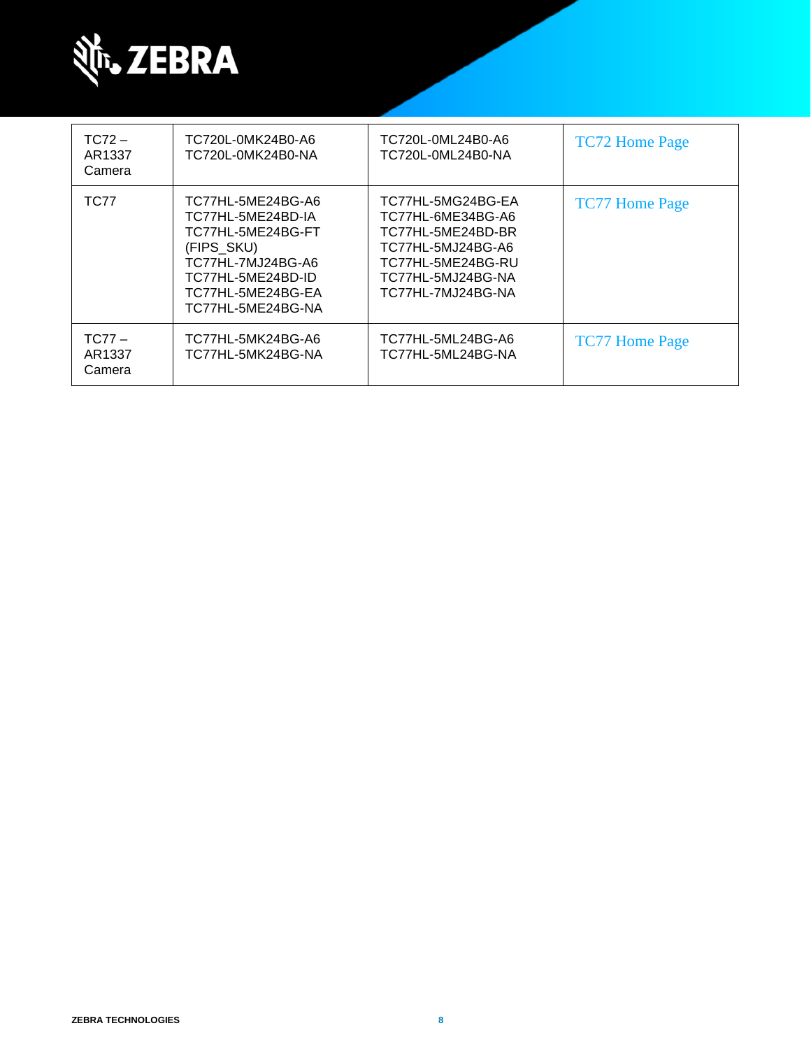| | | | |
|---|---|---|---|
| TC72 – AR1337 Camera | TC720L-0MK24B0-A6<br>TC720L-0MK24B0-NA | TC720L-0ML24B0-A6<br>TC720L-0ML24B0-NA | TC72 Home Page |
| TC77 | TC77HL-5ME24BG-A6<br>TC77HL-5ME24BD-IA<br>TC77HL-5ME24BG-FT (FIPS_SKU)<br>TC77HL-7MJ24BG-A6<br>TC77HL-5ME24BD-ID<br>TC77HL-5ME24BG-EA<br>TC77HL-5ME24BG-NA | TC77HL-5MG24BG-EA<br>TC77HL-6ME34BG-A6<br>TC77HL-5ME24BD-BR<br>TC77HL-5MJ24BG-A6<br>TC77HL-5ME24BG-RU<br>TC77HL-5MJ24BG-NA<br>TC77HL-7MJ24BG-NA | TC77 Home Page |
| TC77 – AR1337 Camera | TC77HL-5MK24BG-A6<br>TC77HL-5MK24BG-NA | TC77HL-5ML24BG-A6<br>TC77HL-5ML24BG-NA | TC77 Home Page |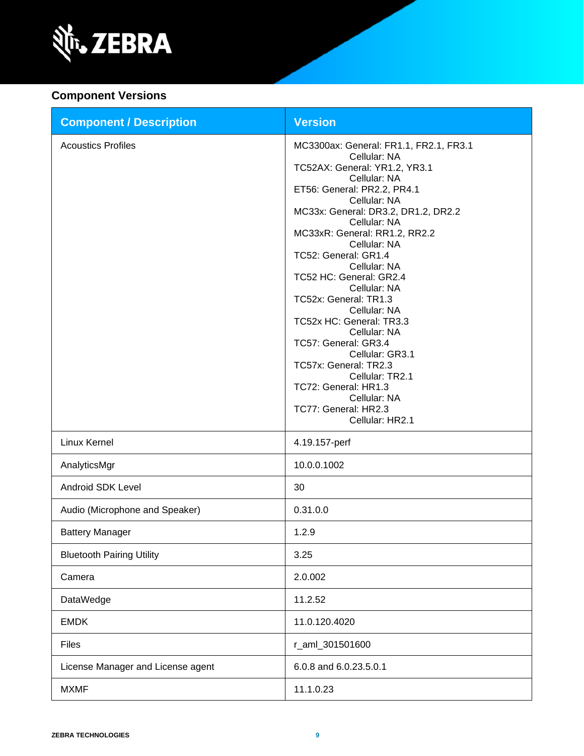## Component Versions

| Component / Description | Version |
| --- | --- |
| Acoustics Profiles | MC3300ax: General: FR1.1, FR2.1, FR3.1<br>Cellular: NA<br>TC52AX: General: YR1.2, YR3.1<br>Cellular: NA<br>ET56: General: PR2.2, PR4.1<br>Cellular: NA<br>MC33x: General: DR3.2, DR1.2, DR2.2<br>Cellular: NA<br>MC33xR: General: RR1.2, RR2.2<br>Cellular: NA<br>TC52: General: GR1.4<br>Cellular: NA<br>TC52 HC: General: GR2.4<br>Cellular: NA<br>TC52x: General: TR1.3<br>Cellular: NA<br>TC52x HC: General: TR3.3<br>Cellular: NA<br>TC57: General: GR3.4<br>Cellular: GR3.1<br>TC57x: General: TR2.3<br>Cellular: TR2.1<br>TC72: General: HR1.3<br>Cellular: NA<br>TC77: General: HR2.3<br>Cellular: HR2.1 |
| Linux Kernel | 4.19.157-perf |
| AnalyticsMgr | 10.0.0.1002 |
| Android SDK Level | 30 |
| Audio (Microphone and Speaker) | 0.31.0.0 |
| Battery Manager | 1.2.9 |
| Bluetooth Pairing Utility | 3.25 |
| Camera | 2.0.002 |
| DataWedge | 11.2.52 |
| EMDK | 11.0.120.4020 |
| Files | r_aml_301501600 |
| License Manager and License agent | 6.0.8 and 6.0.23.5.0.1 |
| MXMF | 11.1.0.23 |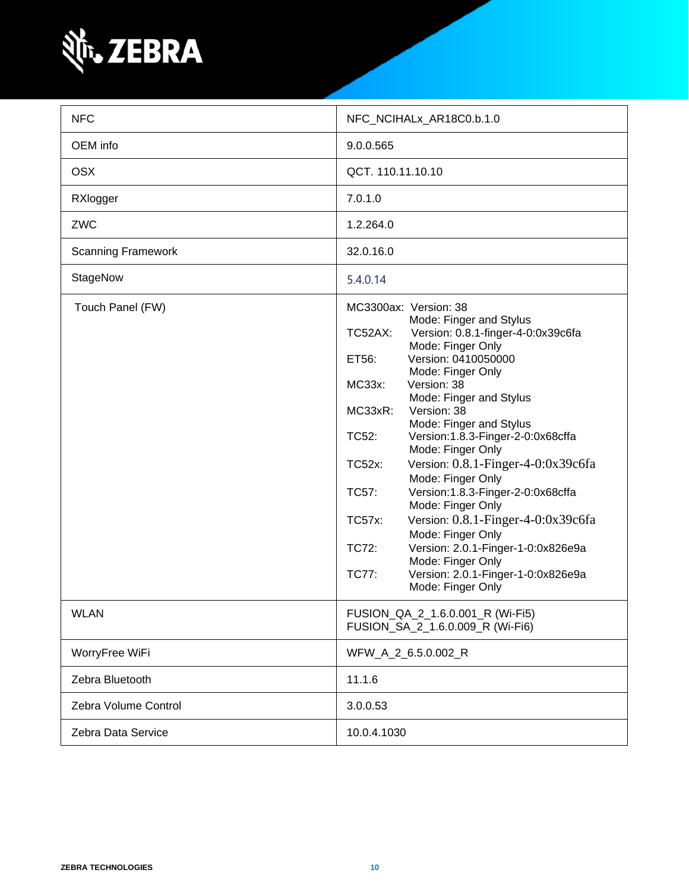| | |
|---|---|
| NFC | NFC_NCIHALx_AR18C0.b.1.0 |
| OEM info | 9.0.0.565 |
| OSX | QCT. 110.11.10.10 |
| RXlogger | 7.0.1.0 |
| ZWC | 1.2.264.0 |
| Scanning Framework | 32.0.16.0 |
| StageNow | 5.4.0.14 |
| Touch Panel (FW) | MC3300ax: Version: 38<br>Mode: Finger and Stylus<br>TC52AX: Version: 0.8.1-finger-4-0:0x39c6fa<br>Mode: Finger Only<br>ET56: Version: 0410050000<br>Mode: Finger Only<br>MC33x: Version: 38<br>Mode: Finger and Stylus<br>MC33xR: Version: 38<br>Mode: Finger and Stylus<br>TC52: Version:1.8.3-Finger-2-0:0x68cffa<br>Mode: Finger Only<br>TC52x: Version: 0.8.1-Finger-4-0:0x39c6fa<br>Mode: Finger Only<br>TC57: Version:1.8.3-Finger-2-0:0x68cffa<br>Mode: Finger Only<br>TC57x: Version: 0.8.1-Finger-4-0:0x39c6fa<br>Mode: Finger Only<br>TC72: Version: 2.0.1-Finger-1-0:0x826e9a<br>Mode: Finger Only<br>TC77: Version: 2.0.1-Finger-1-0:0x826e9a<br>Mode: Finger Only |
| WLAN | FUSION_QA_2_1.6.0.001_R (Wi-Fi5)<br>FUSION_SA_2_1.6.0.009_R (Wi-Fi6) |
| WorryFree WiFi | WFW_A_2_6.5.0.002_R |
| Zebra Bluetooth | 11.1.6 |
| Zebra Volume Control | 3.0.0.53 |
| Zebra Data Service | 10.0.4.1030 |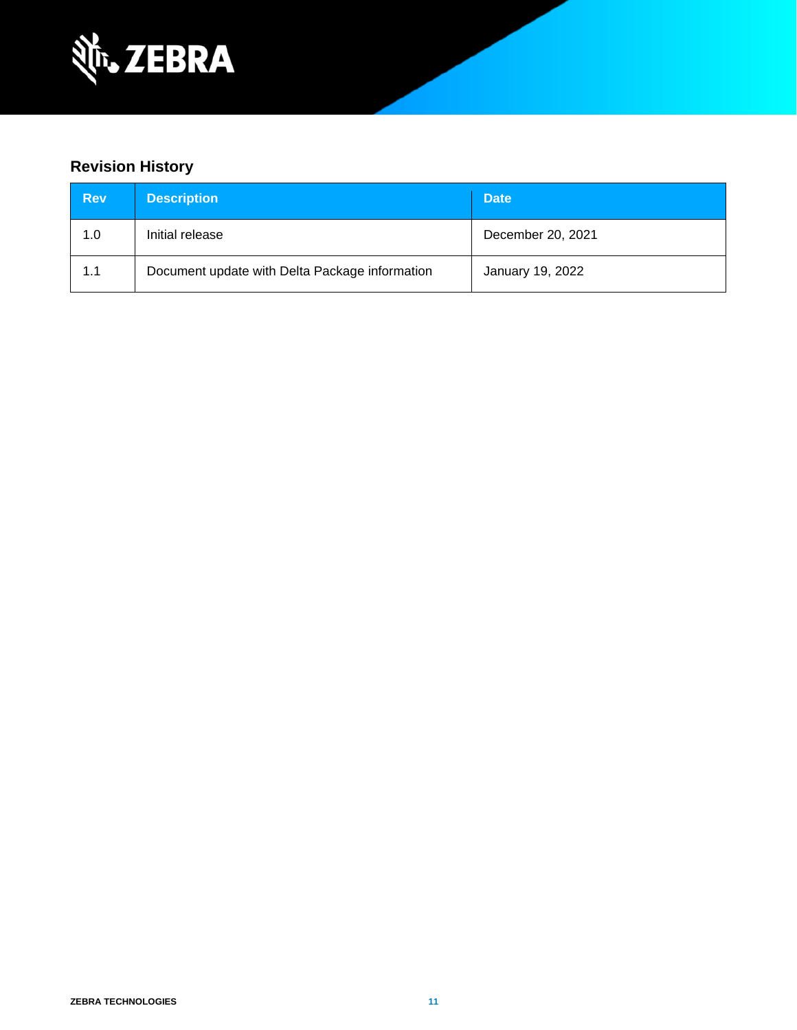## Revision History

| Rev | Description | Date |
|---|---|---|
| 1.0 | Initial release | December 20, 2021 |
| 1.1 | Document update with Delta Package information | January 19, 2022 |